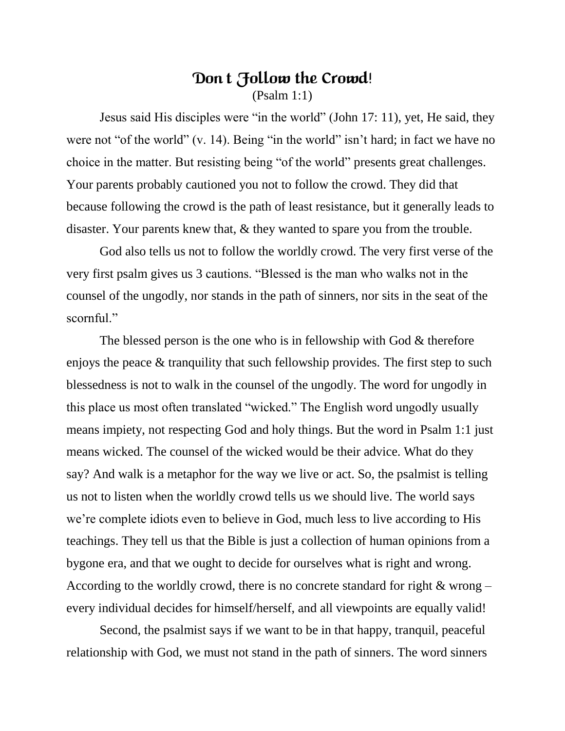# Don t Follow the Crowd!

(Psalm 1:1)

Jesus said His disciples were "in the world" (John 17: 11), yet, He said, they were not "of the world" (v. 14). Being "in the world" isn't hard; in fact we have no choice in the matter. But resisting being "of the world" presents great challenges. Your parents probably cautioned you not to follow the crowd. They did that because following the crowd is the path of least resistance, but it generally leads to disaster. Your parents knew that, & they wanted to spare you from the trouble.

God also tells us not to follow the worldly crowd. The very first verse of the very first psalm gives us 3 cautions. "Blessed is the man who walks not in the counsel of the ungodly, nor stands in the path of sinners, nor sits in the seat of the scornful."

The blessed person is the one who is in fellowship with God & therefore enjoys the peace & tranquility that such fellowship provides. The first step to such blessedness is not to walk in the counsel of the ungodly. The word for ungodly in this place us most often translated "wicked." The English word ungodly usually means impiety, not respecting God and holy things. But the word in Psalm 1:1 just means wicked. The counsel of the wicked would be their advice. What do they say? And walk is a metaphor for the way we live or act. So, the psalmist is telling us not to listen when the worldly crowd tells us we should live. The world says we're complete idiots even to believe in God, much less to live according to His teachings. They tell us that the Bible is just a collection of human opinions from a bygone era, and that we ought to decide for ourselves what is right and wrong. According to the worldly crowd, there is no concrete standard for right & wrong – every individual decides for himself/herself, and all viewpoints are equally valid!

Second, the psalmist says if we want to be in that happy, tranquil, peaceful relationship with God, we must not stand in the path of sinners. The word sinners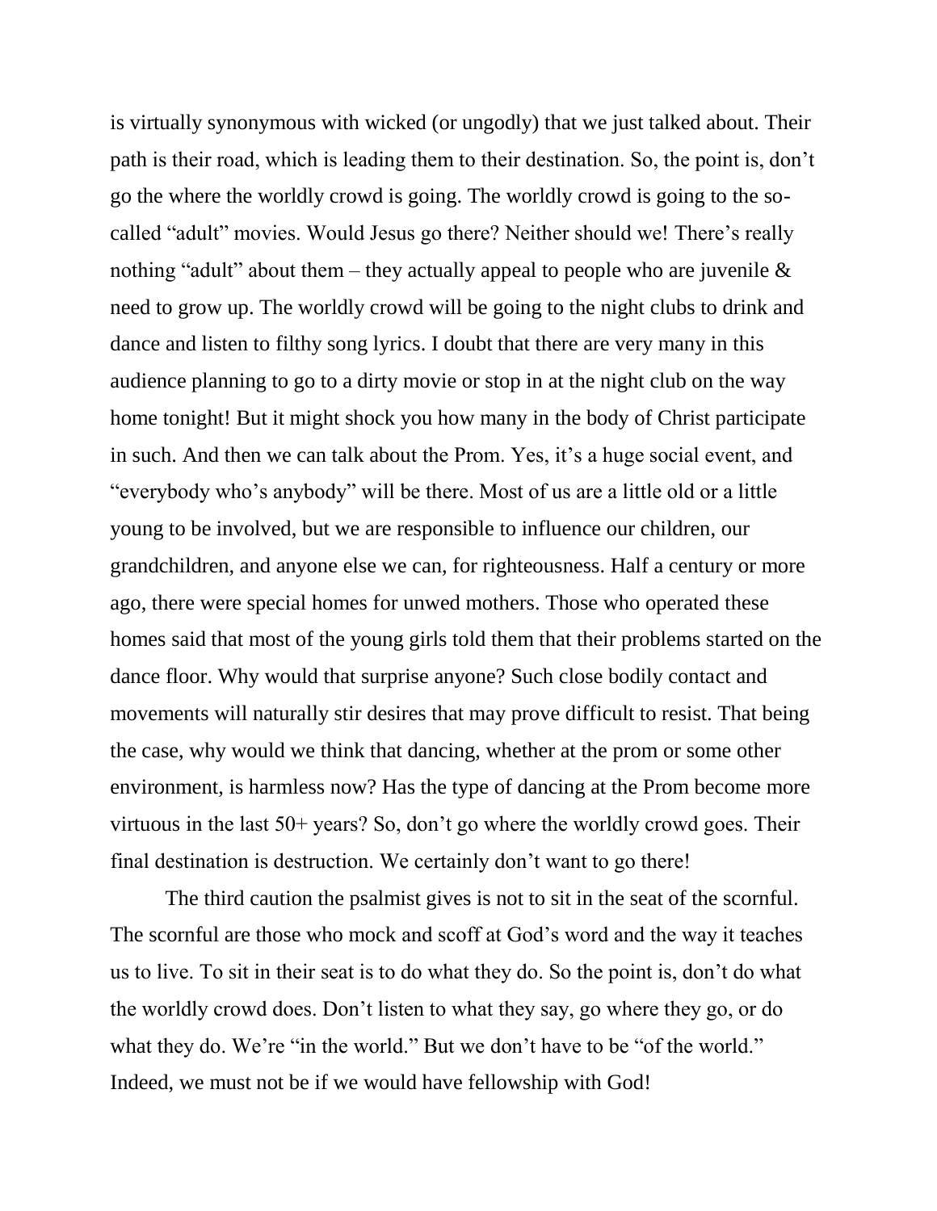is virtually synonymous with wicked (or ungodly) that we just talked about. Their path is their road, which is leading them to their destination. So, the point is, don't go the where the worldly crowd is going. The worldly crowd is going to the so-called "adult" movies. Would Jesus go there? Neither should we! There's really nothing "adult" about them – they actually appeal to people who are juvenile & need to grow up. The worldly crowd will be going to the night clubs to drink and dance and listen to filthy song lyrics. I doubt that there are very many in this audience planning to go to a dirty movie or stop in at the night club on the way home tonight! But it might shock you how many in the body of Christ participate in such. And then we can talk about the Prom. Yes, it's a huge social event, and "everybody who's anybody" will be there. Most of us are a little old or a little young to be involved, but we are responsible to influence our children, our grandchildren, and anyone else we can, for righteousness. Half a century or more ago, there were special homes for unwed mothers. Those who operated these homes said that most of the young girls told them that their problems started on the dance floor. Why would that surprise anyone? Such close bodily contact and movements will naturally stir desires that may prove difficult to resist. That being the case, why would we think that dancing, whether at the prom or some other environment, is harmless now? Has the type of dancing at the Prom become more virtuous in the last 50+ years? So, don't go where the worldly crowd goes. Their final destination is destruction. We certainly don't want to go there!

The third caution the psalmist gives is not to sit in the seat of the scornful. The scornful are those who mock and scoff at God's word and the way it teaches us to live. To sit in their seat is to do what they do. So the point is, don't do what the worldly crowd does. Don't listen to what they say, go where they go, or do what they do. We're "in the world." But we don't have to be "of the world." Indeed, we must not be if we would have fellowship with God!